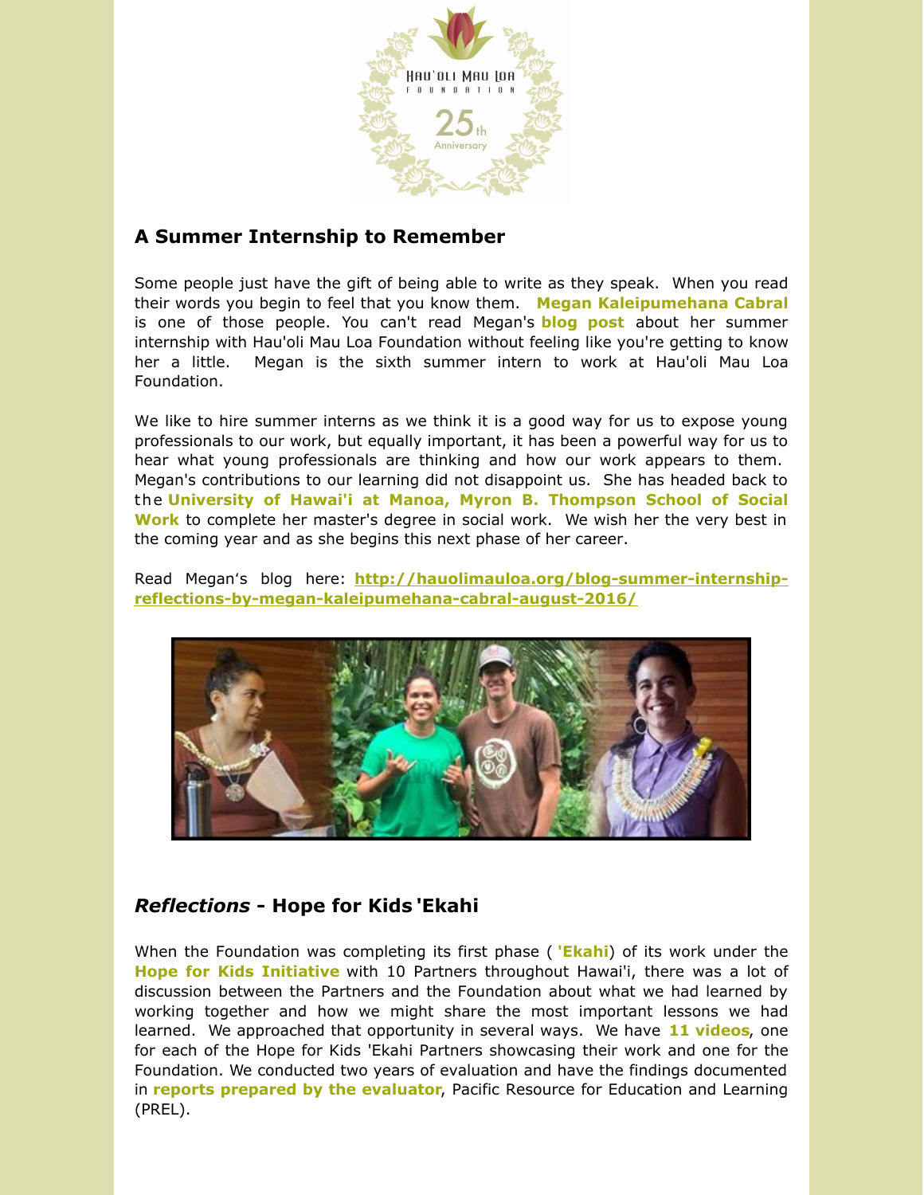## A Summer Internship to Remember

Some people just have the gift of being able to write as they speak. When you read their words you begin to feel that you know them. **Megan Kaleipumehana Cabral** is one of those people. You can't read Megan's **blog post** about her summer internship with Hau'oli Mau Loa Foundation without feeling like you're getting to know her a little. Megan is the sixth summer intern to work at Hau'oli Mau Loa Foundation.

We like to hire summer interns as we think it is a good way for us to expose young professionals to our work, but equally important, it has been a powerful way for us to hear what young professionals are thinking and how our work appears to them. Megan's contributions to our learning did not disappoint us. She has headed back to the **University of Hawai'i at Manoa, Myron B. Thompson School of Social Work** to complete her master's degree in social work. We wish her the very best in the coming year and as she begins this next phase of her career.

Read Megan's blog here: **http://hauolimauloa.org/blog-summer-internship-reflections-by-megan-kaleipumehana-cabral-august-2016/**

## *Reflections* - Hope for Kids 'Ekahi

When the Foundation was completing its first phase ( **'Ekahi**) of its work under the **Hope for Kids Initiative** with 10 Partners throughout Hawai'i, there was a lot of discussion between the Partners and the Foundation about what we had learned by working together and how we might share the most important lessons we had learned. We approached that opportunity in several ways. We have **11 videos**, one for each of the Hope for Kids 'Ekahi Partners showcasing their work and one for the Foundation. We conducted two years of evaluation and have the findings documented in **reports prepared by the evaluator**, Pacific Resource for Education and Learning (PREL).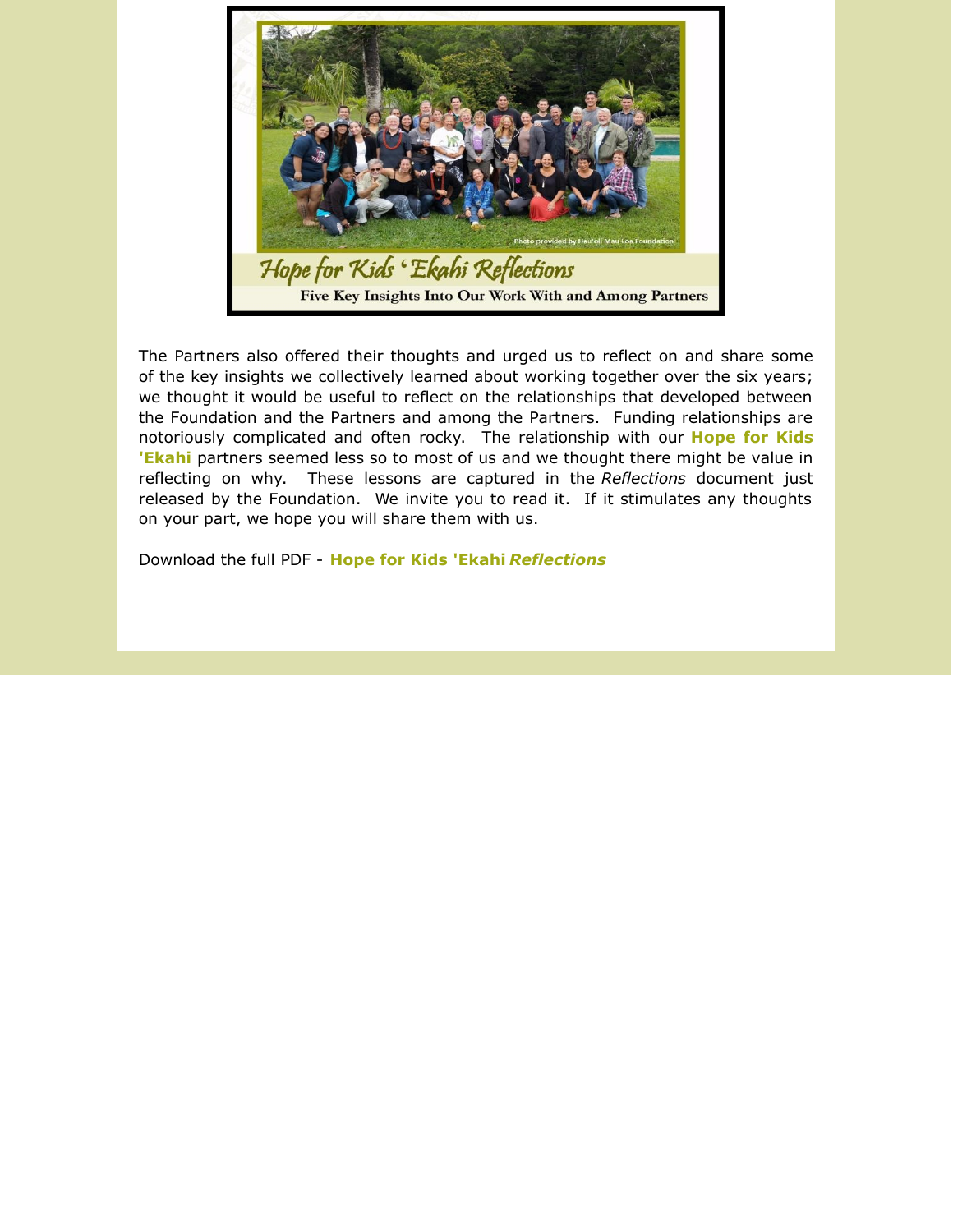Photo provided by Hau'oli Mau Loa Foundation

Hope for Kids ʻEkahi Reflections

Five Key Insights Into Our Work With and Among Partners

The Partners also offered their thoughts and urged us to reflect on and share some of the key insights we collectively learned about working together over the six years; we thought it would be useful to reflect on the relationships that developed between the Foundation and the Partners and among the Partners. Funding relationships are notoriously complicated and often rocky. The relationship with our **Hope for Kids 'Ekahi** partners seemed less so to most of us and we thought there might be value in reflecting on why. These lessons are captured in the *Reflections* document just released by the Foundation. We invite you to read it. If it stimulates any thoughts on your part, we hope you will share them with us.

Download the full PDF - **Hope for Kids 'Ekahi *Reflections***